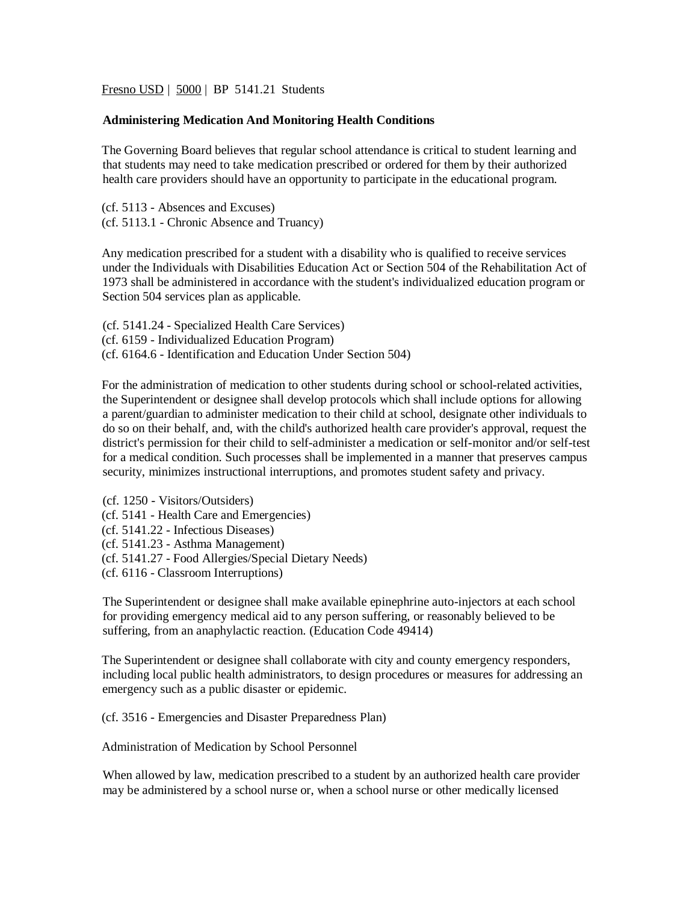Fresno USD | 5000 | BP 5141.21 Students

**Administering Medication And Monitoring Health Conditions**

The Governing Board believes that regular school attendance is critical to student learning and that students may need to take medication prescribed or ordered for them by their authorized health care providers should have an opportunity to participate in the educational program.

(cf. 5113 - Absences and Excuses)
(cf. 5113.1 - Chronic Absence and Truancy)

Any medication prescribed for a student with a disability who is qualified to receive services under the Individuals with Disabilities Education Act or Section 504 of the Rehabilitation Act of 1973 shall be administered in accordance with the student's individualized education program or Section 504 services plan as applicable.

(cf. 5141.24 - Specialized Health Care Services)
(cf. 6159 - Individualized Education Program)
(cf. 6164.6 - Identification and Education Under Section 504)

For the administration of medication to other students during school or school-related activities, the Superintendent or designee shall develop protocols which shall include options for allowing a parent/guardian to administer medication to their child at school, designate other individuals to do so on their behalf, and, with the child's authorized health care provider's approval, request the district's permission for their child to self-administer a medication or self-monitor and/or self-test for a medical condition. Such processes shall be implemented in a manner that preserves campus security, minimizes instructional interruptions, and promotes student safety and privacy.

(cf. 1250 - Visitors/Outsiders)
(cf. 5141 - Health Care and Emergencies)
(cf. 5141.22 - Infectious Diseases)
(cf. 5141.23 - Asthma Management)
(cf. 5141.27 - Food Allergies/Special Dietary Needs)
(cf. 6116 - Classroom Interruptions)

The Superintendent or designee shall make available epinephrine auto-injectors at each school for providing emergency medical aid to any person suffering, or reasonably believed to be suffering, from an anaphylactic reaction. (Education Code 49414)

The Superintendent or designee shall collaborate with city and county emergency responders, including local public health administrators, to design procedures or measures for addressing an emergency such as a public disaster or epidemic.

(cf. 3516 - Emergencies and Disaster Preparedness Plan)

Administration of Medication by School Personnel

When allowed by law, medication prescribed to a student by an authorized health care provider may be administered by a school nurse or, when a school nurse or other medically licensed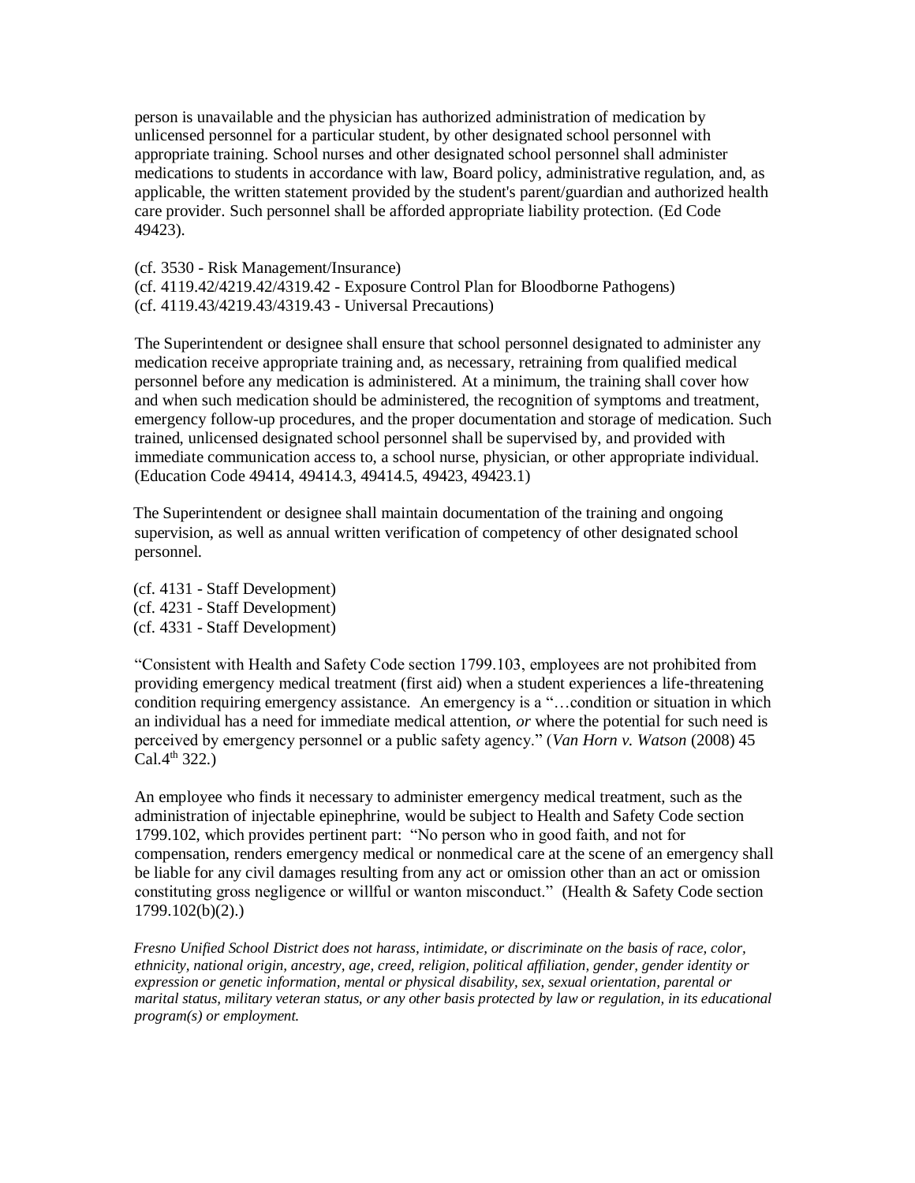person is unavailable and the physician has authorized administration of medication by unlicensed personnel for a particular student, by other designated school personnel with appropriate training. School nurses and other designated school personnel shall administer medications to students in accordance with law, Board policy, administrative regulation, and, as applicable, the written statement provided by the student's parent/guardian and authorized health care provider. Such personnel shall be afforded appropriate liability protection. (Ed Code 49423).

(cf. 3530 - Risk Management/Insurance)
(cf. 4119.42/4219.42/4319.42 - Exposure Control Plan for Bloodborne Pathogens)
(cf. 4119.43/4219.43/4319.43 - Universal Precautions)

The Superintendent or designee shall ensure that school personnel designated to administer any medication receive appropriate training and, as necessary, retraining from qualified medical personnel before any medication is administered. At a minimum, the training shall cover how and when such medication should be administered, the recognition of symptoms and treatment, emergency follow-up procedures, and the proper documentation and storage of medication. Such trained, unlicensed designated school personnel shall be supervised by, and provided with immediate communication access to, a school nurse, physician, or other appropriate individual. (Education Code 49414, 49414.3, 49414.5, 49423, 49423.1)

The Superintendent or designee shall maintain documentation of the training and ongoing supervision, as well as annual written verification of competency of other designated school personnel.

(cf. 4131 - Staff Development)
(cf. 4231 - Staff Development)
(cf. 4331 - Staff Development)

"Consistent with Health and Safety Code section 1799.103, employees are not prohibited from providing emergency medical treatment (first aid) when a student experiences a life-threatening condition requiring emergency assistance. An emergency is a "…condition or situation in which an individual has a need for immediate medical attention, *or* where the potential for such need is perceived by emergency personnel or a public safety agency." (*Van Horn v. Watson* (2008) 45 Cal.4th 322.)

An employee who finds it necessary to administer emergency medical treatment, such as the administration of injectable epinephrine, would be subject to Health and Safety Code section 1799.102, which provides pertinent part: "No person who in good faith, and not for compensation, renders emergency medical or nonmedical care at the scene of an emergency shall be liable for any civil damages resulting from any act or omission other than an act or omission constituting gross negligence or willful or wanton misconduct." (Health & Safety Code section 1799.102(b)(2).)

*Fresno Unified School District does not harass, intimidate, or discriminate on the basis of race, color, ethnicity, national origin, ancestry, age, creed, religion, political affiliation, gender, gender identity or expression or genetic information, mental or physical disability, sex, sexual orientation, parental or marital status, military veteran status, or any other basis protected by law or regulation, in its educational program(s) or employment.*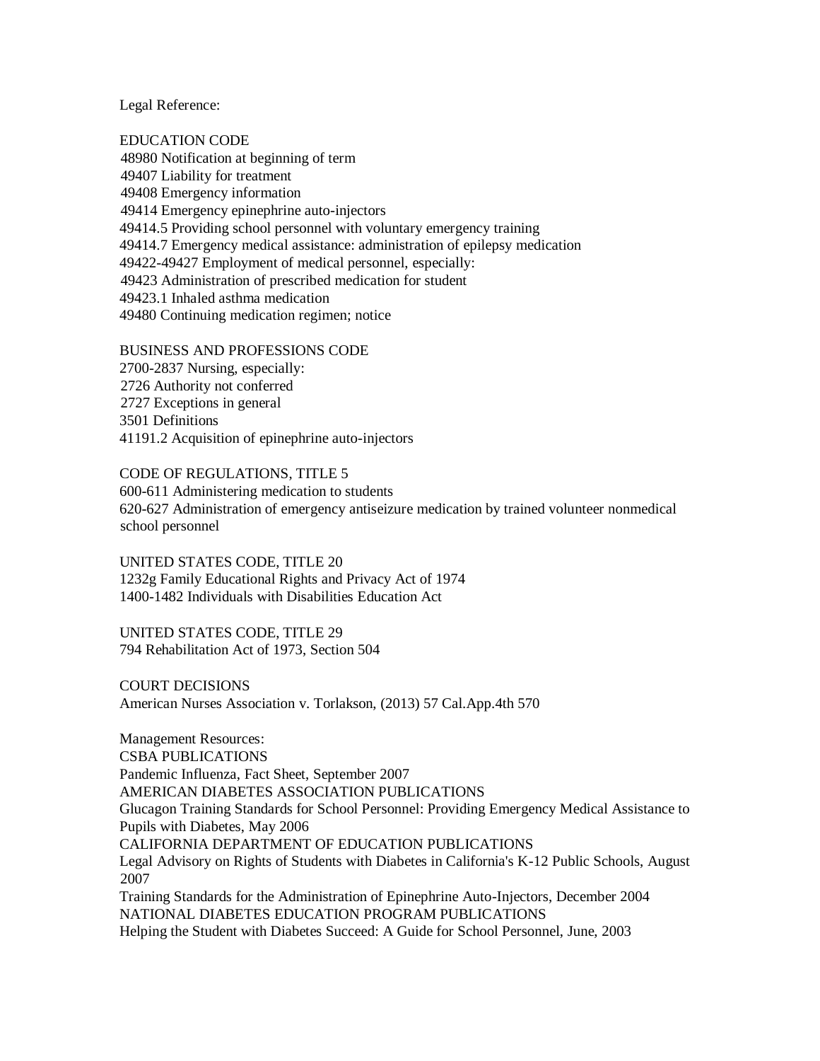Legal Reference:

EDUCATION CODE
48980 Notification at beginning of term
49407 Liability for treatment
49408 Emergency information
49414 Emergency epinephrine auto-injectors
49414.5 Providing school personnel with voluntary emergency training
49414.7 Emergency medical assistance: administration of epilepsy medication
49422-49427 Employment of medical personnel, especially:
49423 Administration of prescribed medication for student
49423.1 Inhaled asthma medication
49480 Continuing medication regimen; notice

BUSINESS AND PROFESSIONS CODE
2700-2837 Nursing, especially:
2726 Authority not conferred
2727 Exceptions in general
3501 Definitions
41191.2 Acquisition of epinephrine auto-injectors

CODE OF REGULATIONS, TITLE 5
600-611 Administering medication to students
620-627 Administration of emergency antiseizure medication by trained volunteer nonmedical school personnel

UNITED STATES CODE, TITLE 20
1232g Family Educational Rights and Privacy Act of 1974
1400-1482 Individuals with Disabilities Education Act

UNITED STATES CODE, TITLE 29
794 Rehabilitation Act of 1973, Section 504

COURT DECISIONS
American Nurses Association v. Torlakson, (2013) 57 Cal.App.4th 570

Management Resources:
CSBA PUBLICATIONS
Pandemic Influenza, Fact Sheet, September 2007
AMERICAN DIABETES ASSOCIATION PUBLICATIONS
Glucagon Training Standards for School Personnel: Providing Emergency Medical Assistance to Pupils with Diabetes, May 2006
CALIFORNIA DEPARTMENT OF EDUCATION PUBLICATIONS
Legal Advisory on Rights of Students with Diabetes in California's K-12 Public Schools, August 2007
Training Standards for the Administration of Epinephrine Auto-Injectors, December 2004
NATIONAL DIABETES EDUCATION PROGRAM PUBLICATIONS
Helping the Student with Diabetes Succeed: A Guide for School Personnel, June, 2003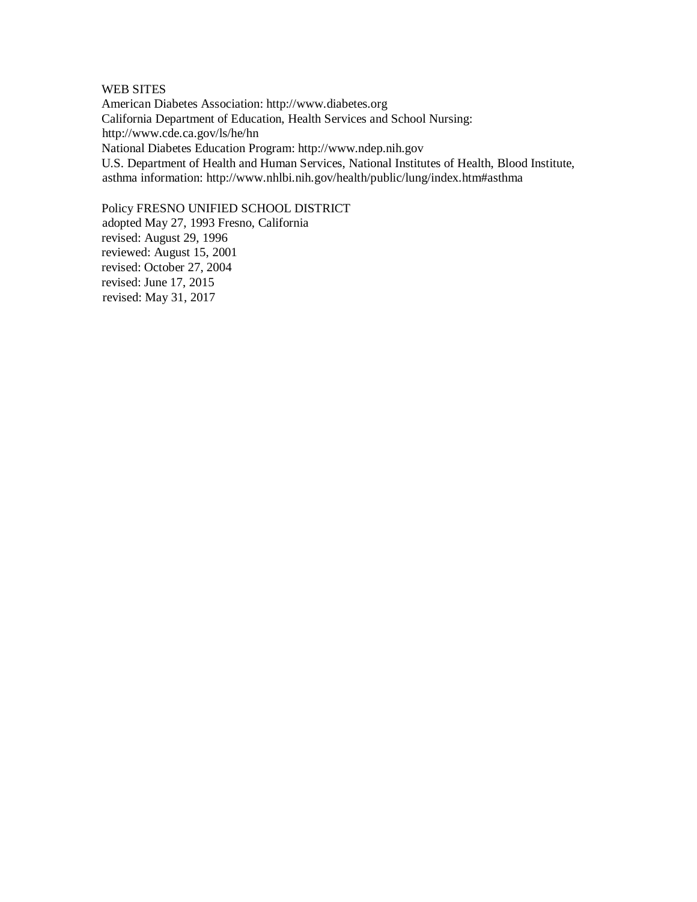WEB SITES

American Diabetes Association: http://www.diabetes.org

California Department of Education, Health Services and School Nursing:
http://www.cde.ca.gov/ls/he/hn

National Diabetes Education Program: http://www.ndep.nih.gov

U.S. Department of Health and Human Services, National Institutes of Health, Blood Institute, asthma information: http://www.nhlbi.nih.gov/health/public/lung/index.htm#asthma

Policy FRESNO UNIFIED SCHOOL DISTRICT
adopted May 27, 1993 Fresno, California
revised: August 29, 1996
reviewed: August 15, 2001
revised: October 27, 2004
revised: June 17, 2015
revised: May 31, 2017